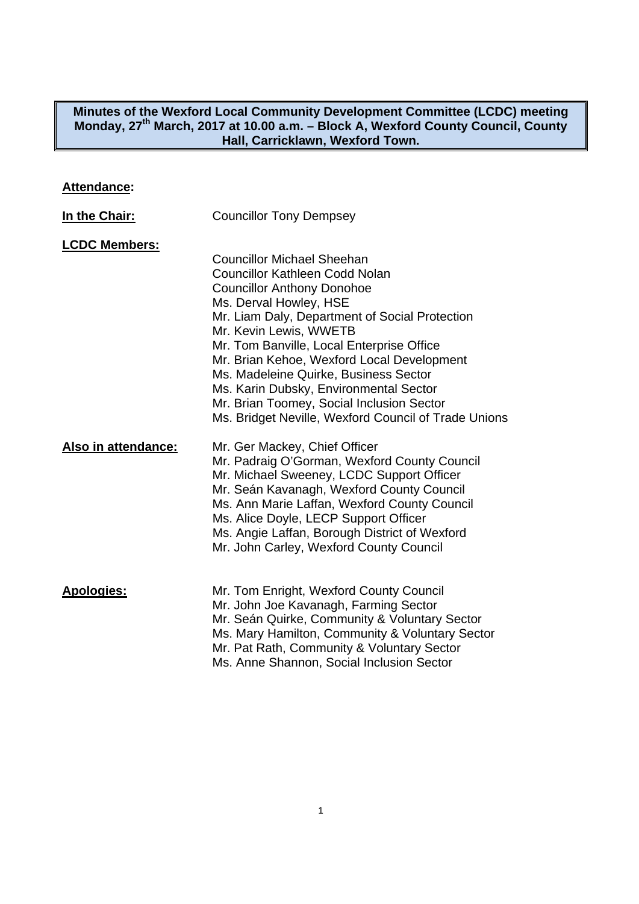**Minutes of the Wexford Local Community Development Committee (LCDC) meeting Monday, 27th March, 2017 at 10.00 a.m. – Block A, Wexford County Council, County Hall, Carricklawn, Wexford Town.**

**Attendance:**

**In the Chair:** Councillor Tony Dempsey

**LCDC Members:**

Councillor Michael Sheehan
Councillor Kathleen Codd Nolan
Councillor Anthony Donohoe
Ms. Derval Howley, HSE
Mr. Liam Daly, Department of Social Protection
Mr. Kevin Lewis, WWETB
Mr. Tom Banville, Local Enterprise Office
Mr. Brian Kehoe, Wexford Local Development
Ms. Madeleine Quirke, Business Sector
Ms. Karin Dubsky, Environmental Sector
Mr. Brian Toomey, Social Inclusion Sector
Ms. Bridget Neville, Wexford Council of Trade Unions

**Also in attendance:**

Mr. Ger Mackey, Chief Officer
Mr. Padraig O'Gorman, Wexford County Council
Mr. Michael Sweeney, LCDC Support Officer
Mr. Seán Kavanagh, Wexford County Council
Ms. Ann Marie Laffan, Wexford County Council
Ms. Alice Doyle, LECP Support Officer
Ms. Angie Laffan, Borough District of Wexford
Mr. John Carley, Wexford County Council

**Apologies:**

Mr. Tom Enright, Wexford County Council
Mr. John Joe Kavanagh, Farming Sector
Mr. Seán Quirke, Community & Voluntary Sector
Ms. Mary Hamilton, Community & Voluntary Sector
Mr. Pat Rath, Community & Voluntary Sector
Ms. Anne Shannon, Social Inclusion Sector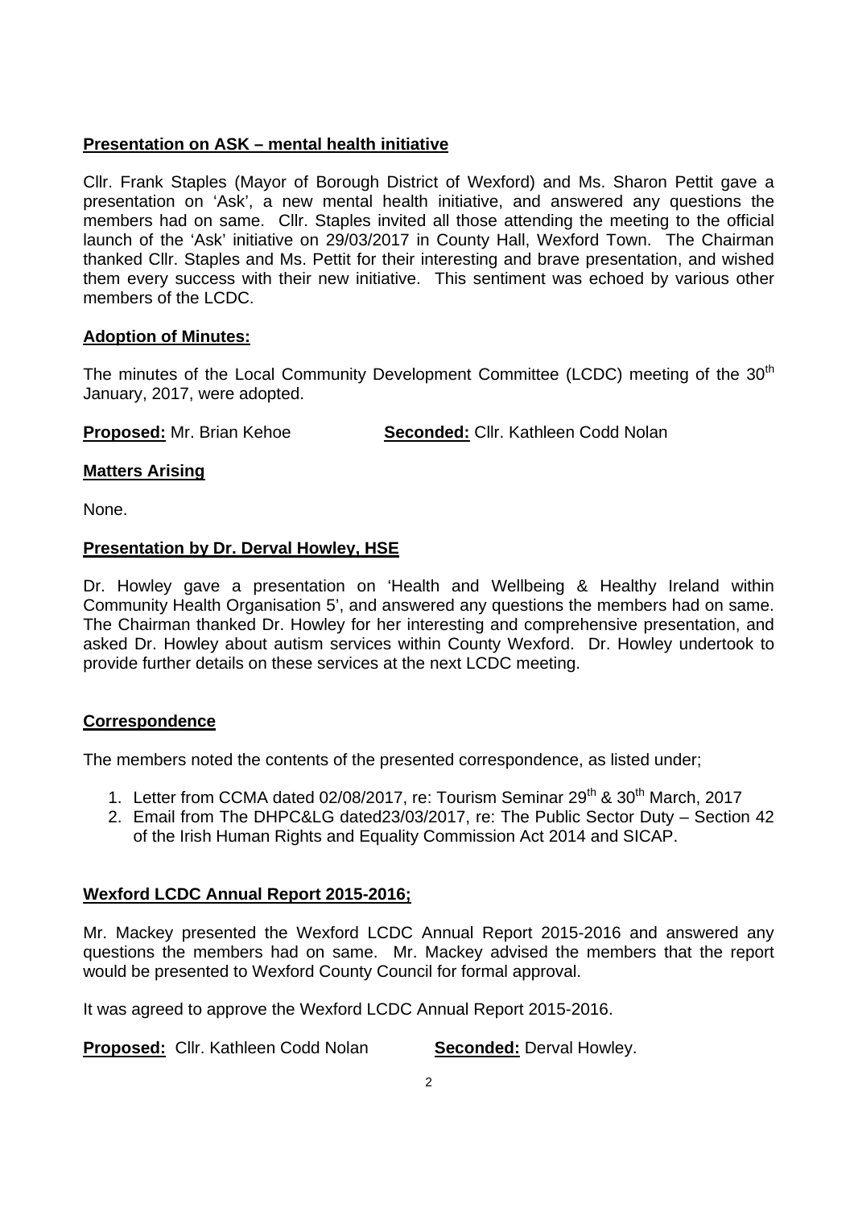**Presentation on ASK – mental health initiative**

Cllr. Frank Staples (Mayor of Borough District of Wexford) and Ms. Sharon Pettit gave a presentation on 'Ask', a new mental health initiative, and answered any questions the members had on same. Cllr. Staples invited all those attending the meeting to the official launch of the 'Ask' initiative on 29/03/2017 in County Hall, Wexford Town. The Chairman thanked Cllr. Staples and Ms. Pettit for their interesting and brave presentation, and wished them every success with their new initiative. This sentiment was echoed by various other members of the LCDC.

**Adoption of Minutes:**

The minutes of the Local Community Development Committee (LCDC) meeting of the 30th January, 2017, were adopted.

**Proposed:** Mr. Brian Kehoe **Seconded:** Cllr. Kathleen Codd Nolan

**Matters Arising**

None.

**Presentation by Dr. Derval Howley, HSE**

Dr. Howley gave a presentation on 'Health and Wellbeing & Healthy Ireland within Community Health Organisation 5', and answered any questions the members had on same. The Chairman thanked Dr. Howley for her interesting and comprehensive presentation, and asked Dr. Howley about autism services within County Wexford. Dr. Howley undertook to provide further details on these services at the next LCDC meeting.

**Correspondence**

The members noted the contents of the presented correspondence, as listed under;

1. Letter from CCMA dated 02/08/2017, re: Tourism Seminar 29th & 30th March, 2017
2. Email from The DHPC&LG dated23/03/2017, re: The Public Sector Duty – Section 42 of the Irish Human Rights and Equality Commission Act 2014 and SICAP.

**Wexford LCDC Annual Report 2015-2016;**

Mr. Mackey presented the Wexford LCDC Annual Report 2015-2016 and answered any questions the members had on same. Mr. Mackey advised the members that the report would be presented to Wexford County Council for formal approval.

It was agreed to approve the Wexford LCDC Annual Report 2015-2016.

**Proposed:** Cllr. Kathleen Codd Nolan **Seconded:** Derval Howley.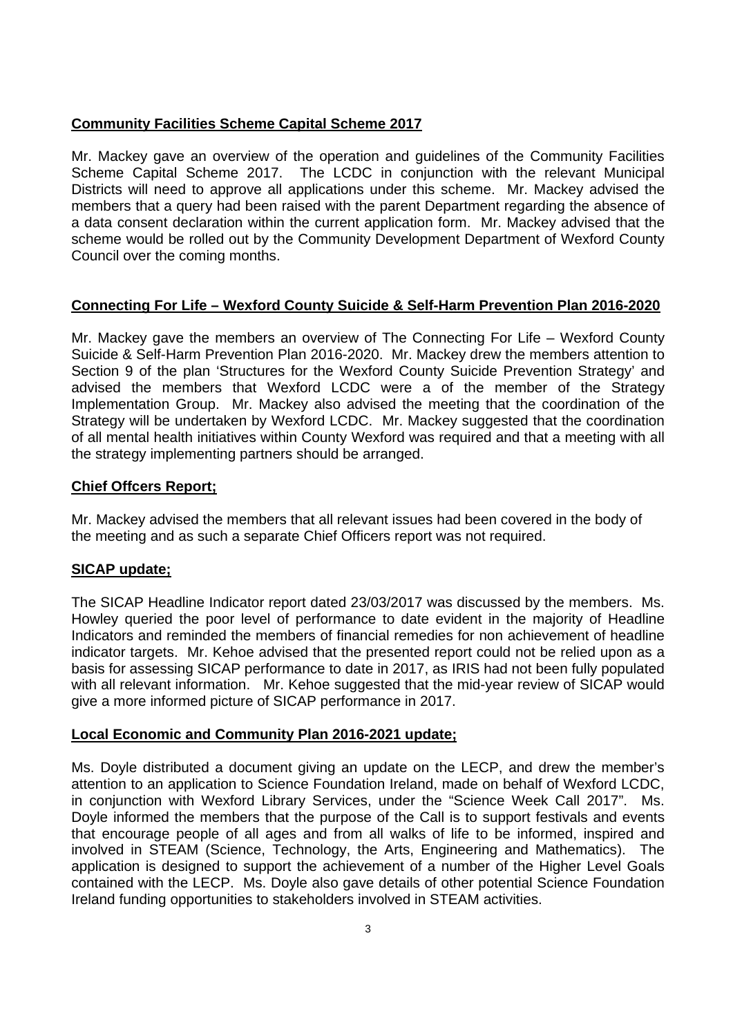**Community Facilities Scheme Capital Scheme 2017**

Mr. Mackey gave an overview of the operation and guidelines of the Community Facilities Scheme Capital Scheme 2017. The LCDC in conjunction with the relevant Municipal Districts will need to approve all applications under this scheme. Mr. Mackey advised the members that a query had been raised with the parent Department regarding the absence of a data consent declaration within the current application form. Mr. Mackey advised that the scheme would be rolled out by the Community Development Department of Wexford County Council over the coming months.

**Connecting For Life – Wexford County Suicide & Self-Harm Prevention Plan 2016-2020**

Mr. Mackey gave the members an overview of The Connecting For Life – Wexford County Suicide & Self-Harm Prevention Plan 2016-2020. Mr. Mackey drew the members attention to Section 9 of the plan 'Structures for the Wexford County Suicide Prevention Strategy' and advised the members that Wexford LCDC were a of the member of the Strategy Implementation Group. Mr. Mackey also advised the meeting that the coordination of the Strategy will be undertaken by Wexford LCDC. Mr. Mackey suggested that the coordination of all mental health initiatives within County Wexford was required and that a meeting with all the strategy implementing partners should be arranged.

**Chief Offcers Report;**

Mr. Mackey advised the members that all relevant issues had been covered in the body of the meeting and as such a separate Chief Officers report was not required.

**SICAP update;**

The SICAP Headline Indicator report dated 23/03/2017 was discussed by the members. Ms. Howley queried the poor level of performance to date evident in the majority of Headline Indicators and reminded the members of financial remedies for non achievement of headline indicator targets. Mr. Kehoe advised that the presented report could not be relied upon as a basis for assessing SICAP performance to date in 2017, as IRIS had not been fully populated with all relevant information. Mr. Kehoe suggested that the mid-year review of SICAP would give a more informed picture of SICAP performance in 2017.

**Local Economic and Community Plan 2016-2021 update;**

Ms. Doyle distributed a document giving an update on the LECP, and drew the member's attention to an application to Science Foundation Ireland, made on behalf of Wexford LCDC, in conjunction with Wexford Library Services, under the "Science Week Call 2017". Ms. Doyle informed the members that the purpose of the Call is to support festivals and events that encourage people of all ages and from all walks of life to be informed, inspired and involved in STEAM (Science, Technology, the Arts, Engineering and Mathematics). The application is designed to support the achievement of a number of the Higher Level Goals contained with the LECP. Ms. Doyle also gave details of other potential Science Foundation Ireland funding opportunities to stakeholders involved in STEAM activities.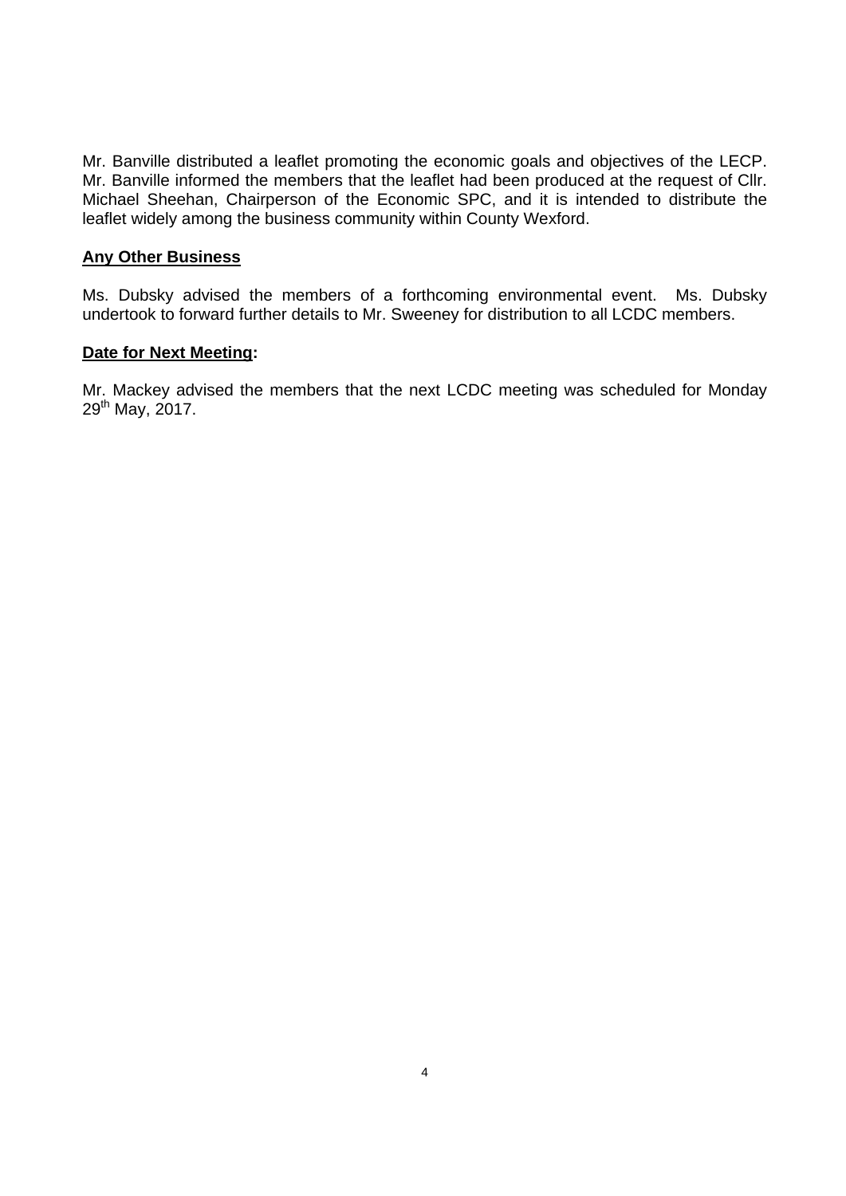Mr. Banville distributed a leaflet promoting the economic goals and objectives of the LECP. Mr. Banville informed the members that the leaflet had been produced at the request of Cllr. Michael Sheehan, Chairperson of the Economic SPC, and it is intended to distribute the leaflet widely among the business community within County Wexford.

**Any Other Business**

Ms. Dubsky advised the members of a forthcoming environmental event. Ms. Dubsky undertook to forward further details to Mr. Sweeney for distribution to all LCDC members.

**Date for Next Meeting:**

Mr. Mackey advised the members that the next LCDC meeting was scheduled for Monday 29th May, 2017.